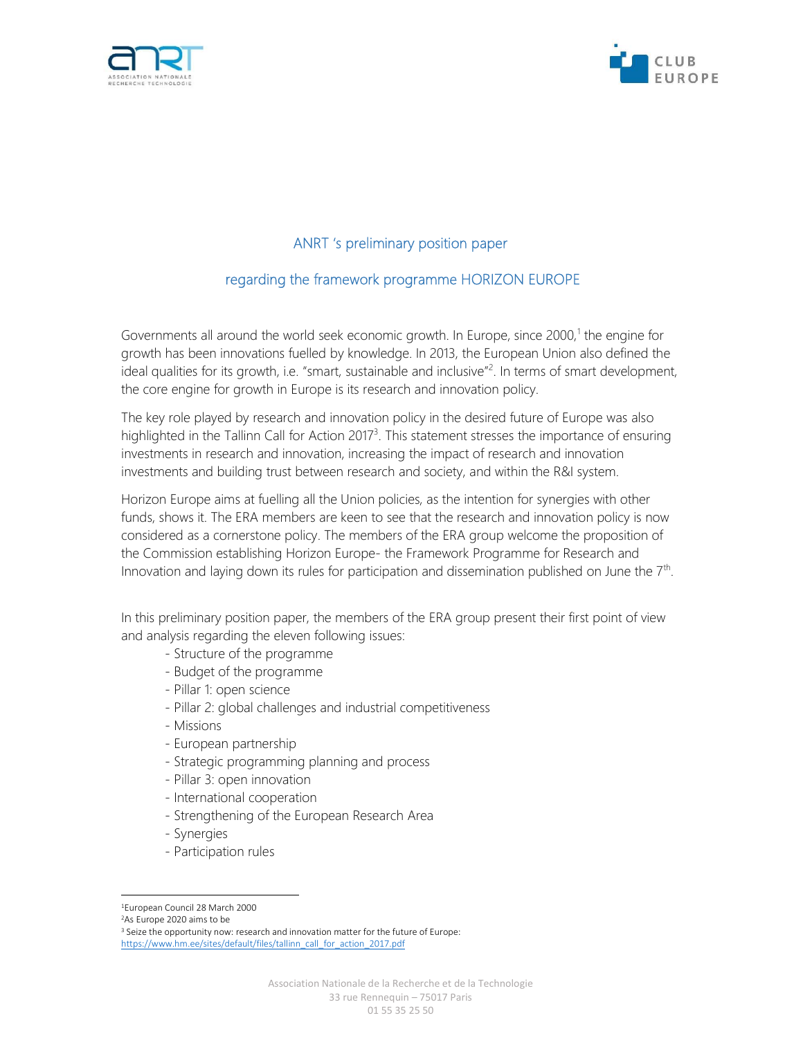# ANRT 's preliminary position paper

## regarding the framework programme HORIZON EUROPE

Governments all around the world seek economic growth. In Europe, since 2000,[1] the engine for growth has been innovations fuelled by knowledge. In 2013, the European Union also defined the ideal qualities for its growth, i.e. "smart, sustainable and inclusive"[2]. In terms of smart development, the core engine for growth in Europe is its research and innovation policy.

The key role played by research and innovation policy in the desired future of Europe was also highlighted in the Tallinn Call for Action 2017[3]. This statement stresses the importance of ensuring investments in research and innovation, increasing the impact of research and innovation investments and building trust between research and society, and within the R&I system.

Horizon Europe aims at fuelling all the Union policies, as the intention for synergies with other funds, shows it. The ERA members are keen to see that the research and innovation policy is now considered as a cornerstone policy. The members of the ERA group welcome the proposition of the Commission establishing Horizon Europe- the Framework Programme for Research and Innovation and laying down its rules for participation and dissemination published on June the 7th.

In this preliminary position paper, the members of the ERA group present their first point of view and analysis regarding the eleven following issues:

- Structure of the programme
- Budget of the programme
- Pillar 1: open science
- Pillar 2: global challenges and industrial competitiveness
- Missions
- European partnership
- Strategic programming planning and process
- Pillar 3: open innovation
- International cooperation
- Strengthening of the European Research Area
- Synergies
- Participation rules

---

[1] European Council 28 March 2000

[2] As Europe 2020 aims to be

[3] Seize the opportunity now: research and innovation matter for the future of Europe: https://www.hm.ee/sites/default/files/tallinn_call_for_action_2017.pdf

Association Nationale de la Recherche et de la Technologie
33 rue Rennequin – 75017 Paris
01 55 35 25 50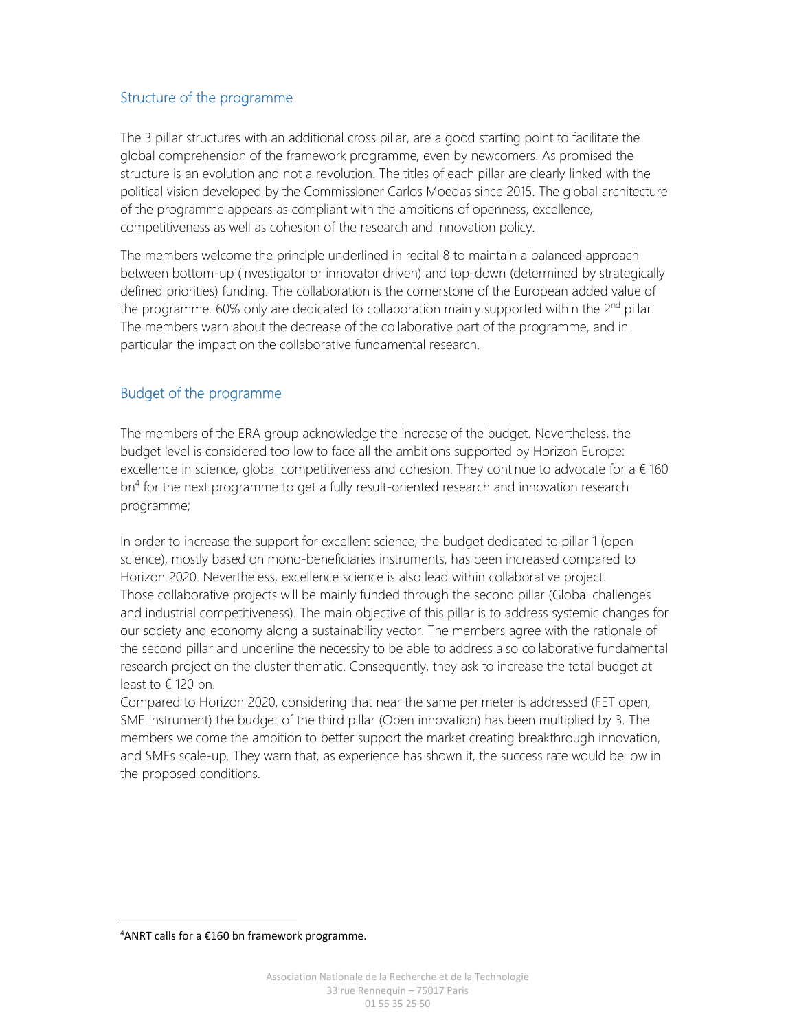## Structure of the programme

The 3 pillar structures with an additional cross pillar, are a good starting point to facilitate the global comprehension of the framework programme, even by newcomers. As promised the structure is an evolution and not a revolution. The titles of each pillar are clearly linked with the political vision developed by the Commissioner Carlos Moedas since 2015. The global architecture of the programme appears as compliant with the ambitions of openness, excellence, competitiveness as well as cohesion of the research and innovation policy.

The members welcome the principle underlined in recital 8 to maintain a balanced approach between bottom-up (investigator or innovator driven) and top-down (determined by strategically defined priorities) funding. The collaboration is the cornerstone of the European added value of the programme. 60% only are dedicated to collaboration mainly supported within the 2nd pillar. The members warn about the decrease of the collaborative part of the programme, and in particular the impact on the collaborative fundamental research.

## Budget of the programme

The members of the ERA group acknowledge the increase of the budget. Nevertheless, the budget level is considered too low to face all the ambitions supported by Horizon Europe: excellence in science, global competitiveness and cohesion. They continue to advocate for a € 160 bn[4] for the next programme to get a fully result-oriented research and innovation research programme;

In order to increase the support for excellent science, the budget dedicated to pillar 1 (open science), mostly based on mono-beneficiaries instruments, has been increased compared to Horizon 2020. Nevertheless, excellence science is also lead within collaborative project. Those collaborative projects will be mainly funded through the second pillar (Global challenges and industrial competitiveness). The main objective of this pillar is to address systemic changes for our society and economy along a sustainability vector. The members agree with the rationale of the second pillar and underline the necessity to be able to address also collaborative fundamental research project on the cluster thematic. Consequently, they ask to increase the total budget at least to € 120 bn.

Compared to Horizon 2020, considering that near the same perimeter is addressed (FET open, SME instrument) the budget of the third pillar (Open innovation) has been multiplied by 3. The members welcome the ambition to better support the market creating breakthrough innovation, and SMEs scale-up. They warn that, as experience has shown it, the success rate would be low in the proposed conditions.

[4] ANRT calls for a €160 bn framework programme.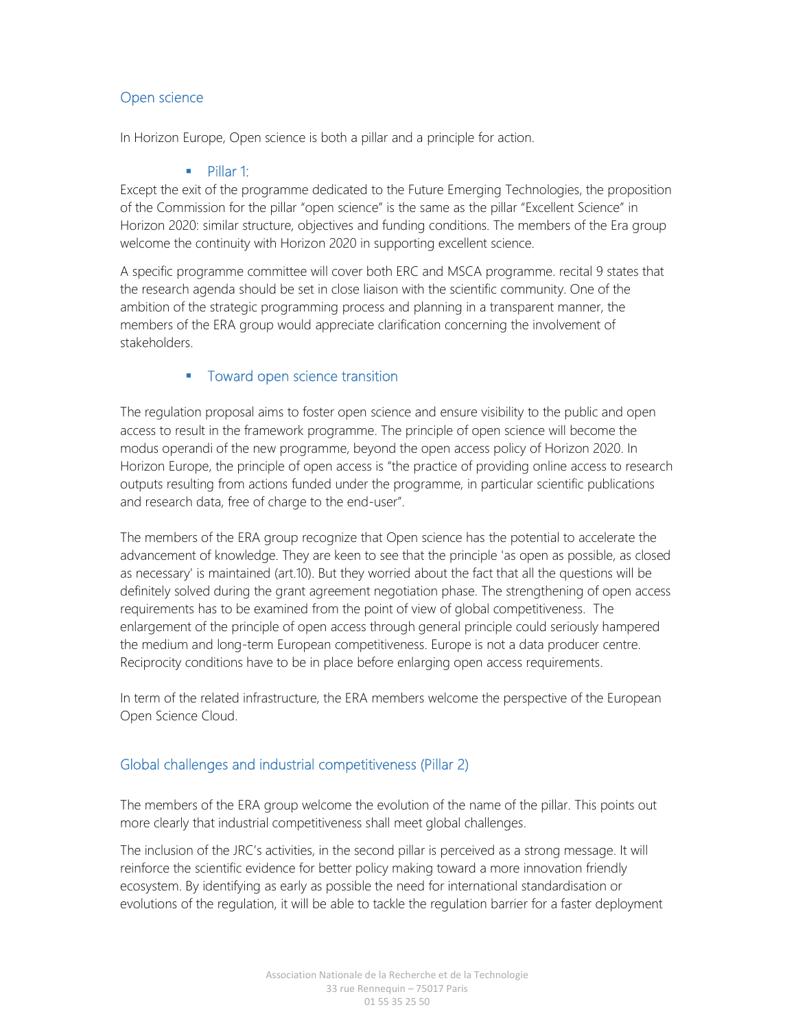## Open science

In Horizon Europe, Open science is both a pillar and a principle for action.

- Pillar 1:

Except the exit of the programme dedicated to the Future Emerging Technologies, the proposition of the Commission for the pillar "open science" is the same as the pillar "Excellent Science" in Horizon 2020: similar structure, objectives and funding conditions. The members of the Era group welcome the continuity with Horizon 2020 in supporting excellent science.

A specific programme committee will cover both ERC and MSCA programme. recital 9 states that the research agenda should be set in close liaison with the scientific community. One of the ambition of the strategic programming process and planning in a transparent manner, the members of the ERA group would appreciate clarification concerning the involvement of stakeholders.

- Toward open science transition

The regulation proposal aims to foster open science and ensure visibility to the public and open access to result in the framework programme. The principle of open science will become the modus operandi of the new programme, beyond the open access policy of Horizon 2020. In Horizon Europe, the principle of open access is "the practice of providing online access to research outputs resulting from actions funded under the programme, in particular scientific publications and research data, free of charge to the end-user".

The members of the ERA group recognize that Open science has the potential to accelerate the advancement of knowledge. They are keen to see that the principle 'as open as possible, as closed as necessary' is maintained (art.10). But they worried about the fact that all the questions will be definitely solved during the grant agreement negotiation phase. The strengthening of open access requirements has to be examined from the point of view of global competitiveness. The enlargement of the principle of open access through general principle could seriously hampered the medium and long-term European competitiveness. Europe is not a data producer centre. Reciprocity conditions have to be in place before enlarging open access requirements.

In term of the related infrastructure, the ERA members welcome the perspective of the European Open Science Cloud.

## Global challenges and industrial competitiveness (Pillar 2)

The members of the ERA group welcome the evolution of the name of the pillar. This points out more clearly that industrial competitiveness shall meet global challenges.

The inclusion of the JRC's activities, in the second pillar is perceived as a strong message. It will reinforce the scientific evidence for better policy making toward a more innovation friendly ecosystem. By identifying as early as possible the need for international standardisation or evolutions of the regulation, it will be able to tackle the regulation barrier for a faster deployment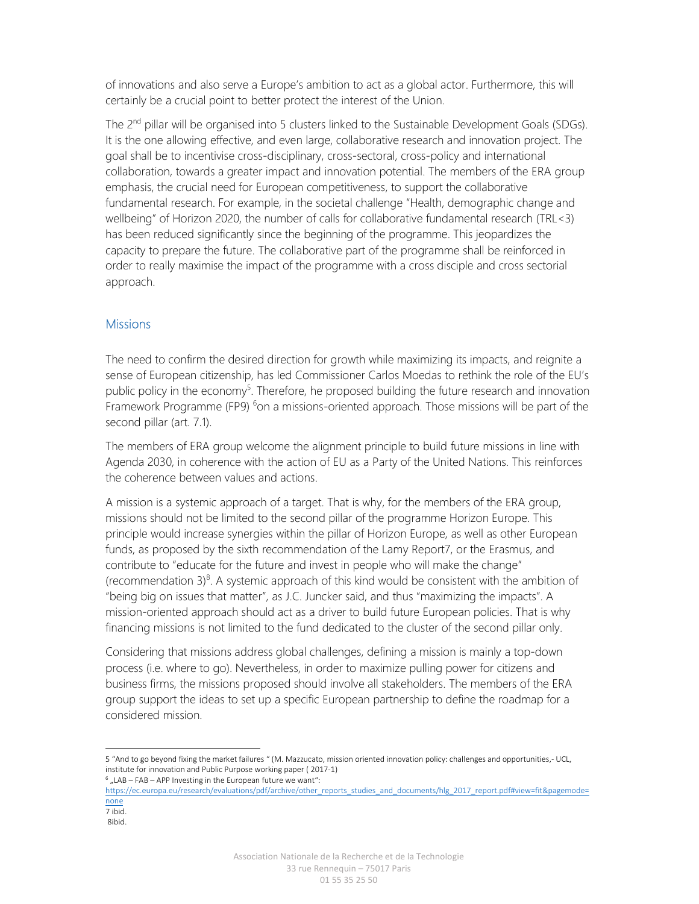of innovations and also serve a Europe's ambition to act as a global actor. Furthermore, this will certainly be a crucial point to better protect the interest of the Union.

The 2nd pillar will be organised into 5 clusters linked to the Sustainable Development Goals (SDGs). It is the one allowing effective, and even large, collaborative research and innovation project. The goal shall be to incentivise cross-disciplinary, cross-sectoral, cross-policy and international collaboration, towards a greater impact and innovation potential. The members of the ERA group emphasis, the crucial need for European competitiveness, to support the collaborative fundamental research. For example, in the societal challenge "Health, demographic change and wellbeing" of Horizon 2020, the number of calls for collaborative fundamental research (TRL<3) has been reduced significantly since the beginning of the programme. This jeopardizes the capacity to prepare the future. The collaborative part of the programme shall be reinforced in order to really maximise the impact of the programme with a cross disciple and cross sectorial approach.

## Missions

The need to confirm the desired direction for growth while maximizing its impacts, and reignite a sense of European citizenship, has led Commissioner Carlos Moedas to rethink the role of the EU's public policy in the economy[5]. Therefore, he proposed building the future research and innovation Framework Programme (FP9) [6]on a missions-oriented approach. Those missions will be part of the second pillar (art. 7.1).

The members of ERA group welcome the alignment principle to build future missions in line with Agenda 2030, in coherence with the action of EU as a Party of the United Nations. This reinforces the coherence between values and actions.

A mission is a systemic approach of a target. That is why, for the members of the ERA group, missions should not be limited to the second pillar of the programme Horizon Europe. This principle would increase synergies within the pillar of Horizon Europe, as well as other European funds, as proposed by the sixth recommendation of the Lamy Report7, or the Erasmus, and contribute to "educate for the future and invest in people who will make the change" (recommendation 3)[8]. A systemic approach of this kind would be consistent with the ambition of "being big on issues that matter", as J.C. Juncker said, and thus "maximizing the impacts". A mission-oriented approach should act as a driver to build future European policies. That is why financing missions is not limited to the fund dedicated to the cluster of the second pillar only.

Considering that missions address global challenges, defining a mission is mainly a top-down process (i.e. where to go). Nevertheless, in order to maximize pulling power for citizens and business firms, the missions proposed should involve all stakeholders. The members of the ERA group support the ideas to set up a specific European partnership to define the roadmap for a considered mission.

---

5 "And to go beyond fixing the market failures " (M. Mazzucato, mission oriented innovation policy: challenges and opportunities,- UCL, institute for innovation and Public Purpose working paper ( 2017-1)

6 „LAB – FAB – APP Investing in the European future we want": https://ec.europa.eu/research/evaluations/pdf/archive/other_reports_studies_and_documents/hlg_2017_report.pdf#view=fit&pagemode=none

7 ibid.

8ibid.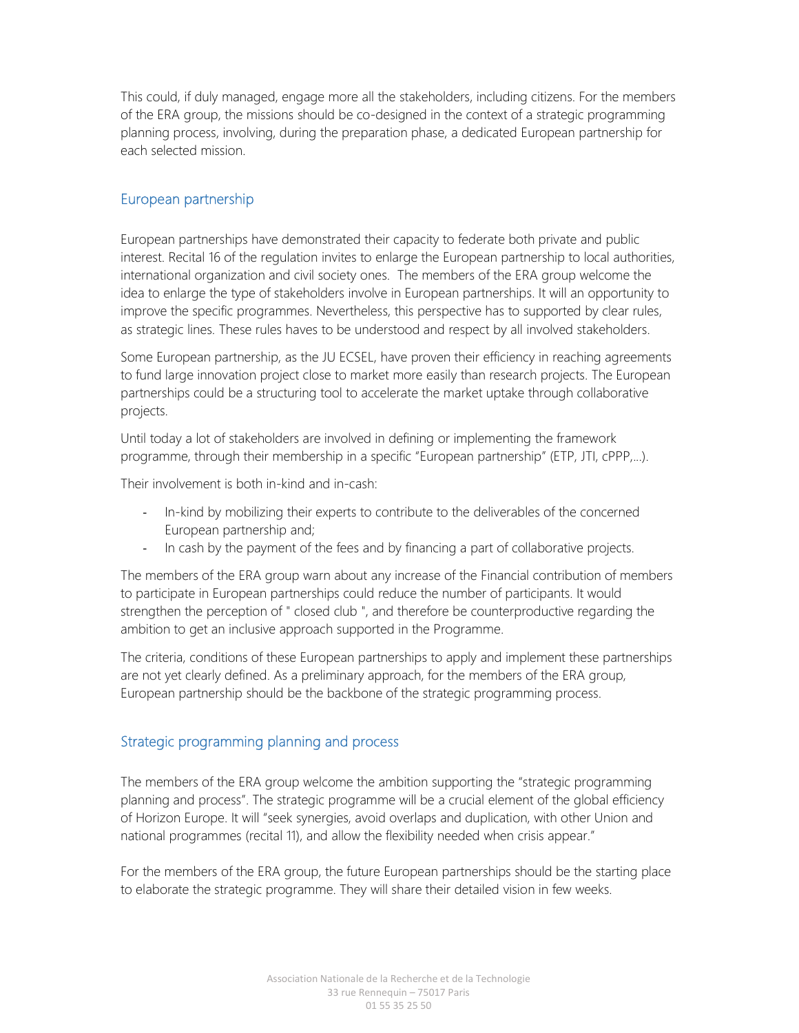This could, if duly managed, engage more all the stakeholders, including citizens. For the members of the ERA group, the missions should be co-designed in the context of a strategic programming planning process, involving, during the preparation phase, a dedicated European partnership for each selected mission.

## European partnership

European partnerships have demonstrated their capacity to federate both private and public interest. Recital 16 of the regulation invites to enlarge the European partnership to local authorities, international organization and civil society ones. The members of the ERA group welcome the idea to enlarge the type of stakeholders involve in European partnerships. It will an opportunity to improve the specific programmes. Nevertheless, this perspective has to supported by clear rules, as strategic lines. These rules haves to be understood and respect by all involved stakeholders.

Some European partnership, as the JU ECSEL, have proven their efficiency in reaching agreements to fund large innovation project close to market more easily than research projects. The European partnerships could be a structuring tool to accelerate the market uptake through collaborative projects.

Until today a lot of stakeholders are involved in defining or implementing the framework programme, through their membership in a specific "European partnership" (ETP, JTI, cPPP,…).

Their involvement is both in-kind and in-cash:

- In-kind by mobilizing their experts to contribute to the deliverables of the concerned European partnership and;
- In cash by the payment of the fees and by financing a part of collaborative projects.

The members of the ERA group warn about any increase of the Financial contribution of members to participate in European partnerships could reduce the number of participants. It would strengthen the perception of " closed club ", and therefore be counterproductive regarding the ambition to get an inclusive approach supported in the Programme.

The criteria, conditions of these European partnerships to apply and implement these partnerships are not yet clearly defined. As a preliminary approach, for the members of the ERA group, European partnership should be the backbone of the strategic programming process.

## Strategic programming planning and process

The members of the ERA group welcome the ambition supporting the "strategic programming planning and process". The strategic programme will be a crucial element of the global efficiency of Horizon Europe. It will "seek synergies, avoid overlaps and duplication, with other Union and national programmes (recital 11), and allow the flexibility needed when crisis appear."

For the members of the ERA group, the future European partnerships should be the starting place to elaborate the strategic programme. They will share their detailed vision in few weeks.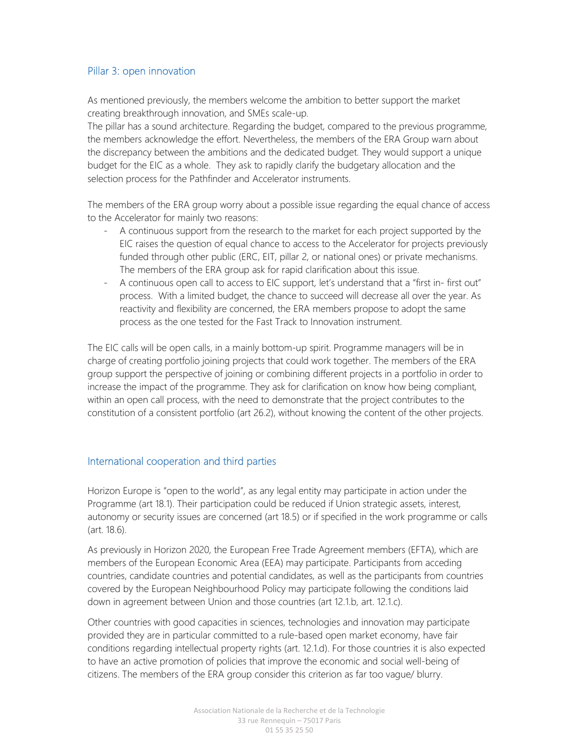## Pillar 3: open innovation

As mentioned previously, the members welcome the ambition to better support the market creating breakthrough innovation, and SMEs scale-up.
The pillar has a sound architecture. Regarding the budget, compared to the previous programme, the members acknowledge the effort. Nevertheless, the members of the ERA Group warn about the discrepancy between the ambitions and the dedicated budget. They would support a unique budget for the EIC as a whole. They ask to rapidly clarify the budgetary allocation and the selection process for the Pathfinder and Accelerator instruments.

The members of the ERA group worry about a possible issue regarding the equal chance of access to the Accelerator for mainly two reasons:

- A continuous support from the research to the market for each project supported by the EIC raises the question of equal chance to access to the Accelerator for projects previously funded through other public (ERC, EIT, pillar 2, or national ones) or private mechanisms. The members of the ERA group ask for rapid clarification about this issue.
- A continuous open call to access to EIC support, let's understand that a "first in- first out" process. With a limited budget, the chance to succeed will decrease all over the year. As reactivity and flexibility are concerned, the ERA members propose to adopt the same process as the one tested for the Fast Track to Innovation instrument.

The EIC calls will be open calls, in a mainly bottom-up spirit. Programme managers will be in charge of creating portfolio joining projects that could work together. The members of the ERA group support the perspective of joining or combining different projects in a portfolio in order to increase the impact of the programme. They ask for clarification on know how being compliant, within an open call process, with the need to demonstrate that the project contributes to the constitution of a consistent portfolio (art 26.2), without knowing the content of the other projects.

## International cooperation and third parties

Horizon Europe is "open to the world", as any legal entity may participate in action under the Programme (art 18.1). Their participation could be reduced if Union strategic assets, interest, autonomy or security issues are concerned (art 18.5) or if specified in the work programme or calls (art. 18.6).

As previously in Horizon 2020, the European Free Trade Agreement members (EFTA), which are members of the European Economic Area (EEA) may participate. Participants from acceding countries, candidate countries and potential candidates, as well as the participants from countries covered by the European Neighbourhood Policy may participate following the conditions laid down in agreement between Union and those countries (art 12.1.b, art. 12.1.c).

Other countries with good capacities in sciences, technologies and innovation may participate provided they are in particular committed to a rule-based open market economy, have fair conditions regarding intellectual property rights (art. 12.1.d). For those countries it is also expected to have an active promotion of policies that improve the economic and social well-being of citizens. The members of the ERA group consider this criterion as far too vague/ blurry.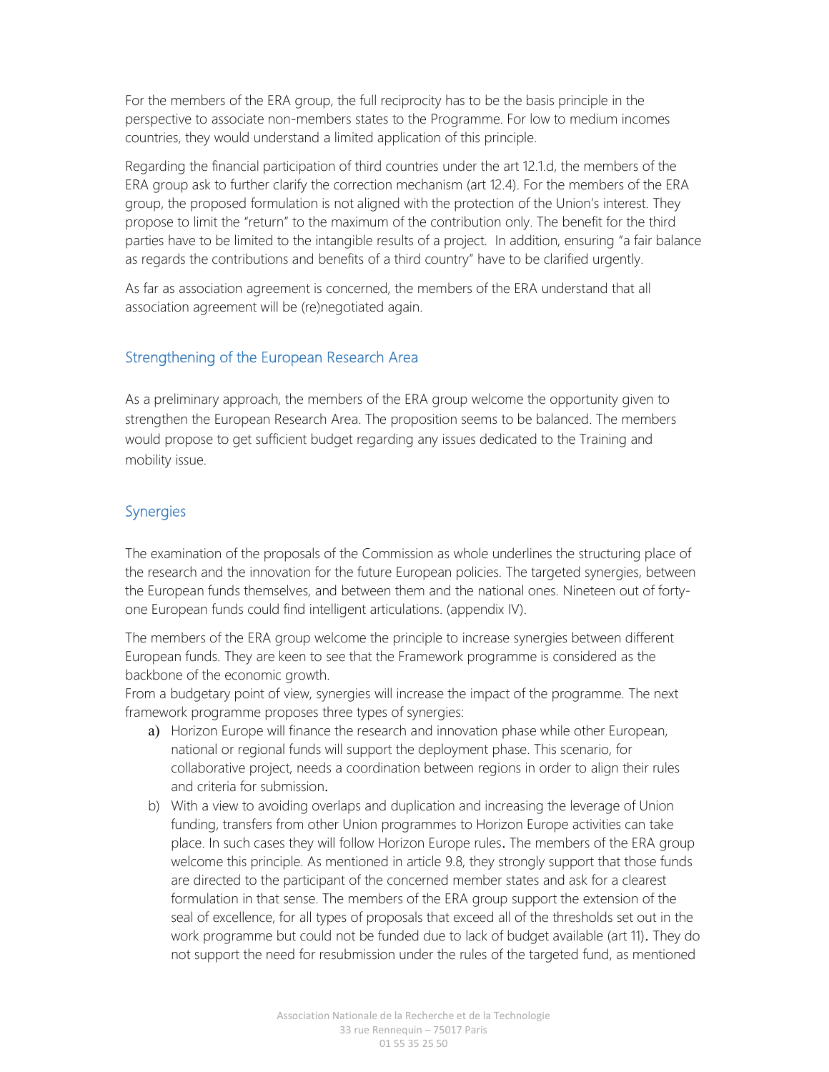For the members of the ERA group, the full reciprocity has to be the basis principle in the perspective to associate non-members states to the Programme. For low to medium incomes countries, they would understand a limited application of this principle.

Regarding the financial participation of third countries under the art 12.1.d, the members of the ERA group ask to further clarify the correction mechanism (art 12.4). For the members of the ERA group, the proposed formulation is not aligned with the protection of the Union's interest. They propose to limit the "return" to the maximum of the contribution only. The benefit for the third parties have to be limited to the intangible results of a project. In addition, ensuring "a fair balance as regards the contributions and benefits of a third country" have to be clarified urgently.

As far as association agreement is concerned, the members of the ERA understand that all association agreement will be (re)negotiated again.

## Strengthening of the European Research Area

As a preliminary approach, the members of the ERA group welcome the opportunity given to strengthen the European Research Area. The proposition seems to be balanced. The members would propose to get sufficient budget regarding any issues dedicated to the Training and mobility issue.

## Synergies

The examination of the proposals of the Commission as whole underlines the structuring place of the research and the innovation for the future European policies. The targeted synergies, between the European funds themselves, and between them and the national ones. Nineteen out of forty-one European funds could find intelligent articulations. (appendix IV).

The members of the ERA group welcome the principle to increase synergies between different European funds. They are keen to see that the Framework programme is considered as the backbone of the economic growth.
From a budgetary point of view, synergies will increase the impact of the programme. The next framework programme proposes three types of synergies:

a) Horizon Europe will finance the research and innovation phase while other European, national or regional funds will support the deployment phase. This scenario, for collaborative project, needs a coordination between regions in order to align their rules and criteria for submission.
b) With a view to avoiding overlaps and duplication and increasing the leverage of Union funding, transfers from other Union programmes to Horizon Europe activities can take place. In such cases they will follow Horizon Europe rules. The members of the ERA group welcome this principle. As mentioned in article 9.8, they strongly support that those funds are directed to the participant of the concerned member states and ask for a clearest formulation in that sense. The members of the ERA group support the extension of the seal of excellence, for all types of proposals that exceed all of the thresholds set out in the work programme but could not be funded due to lack of budget available (art 11). They do not support the need for resubmission under the rules of the targeted fund, as mentioned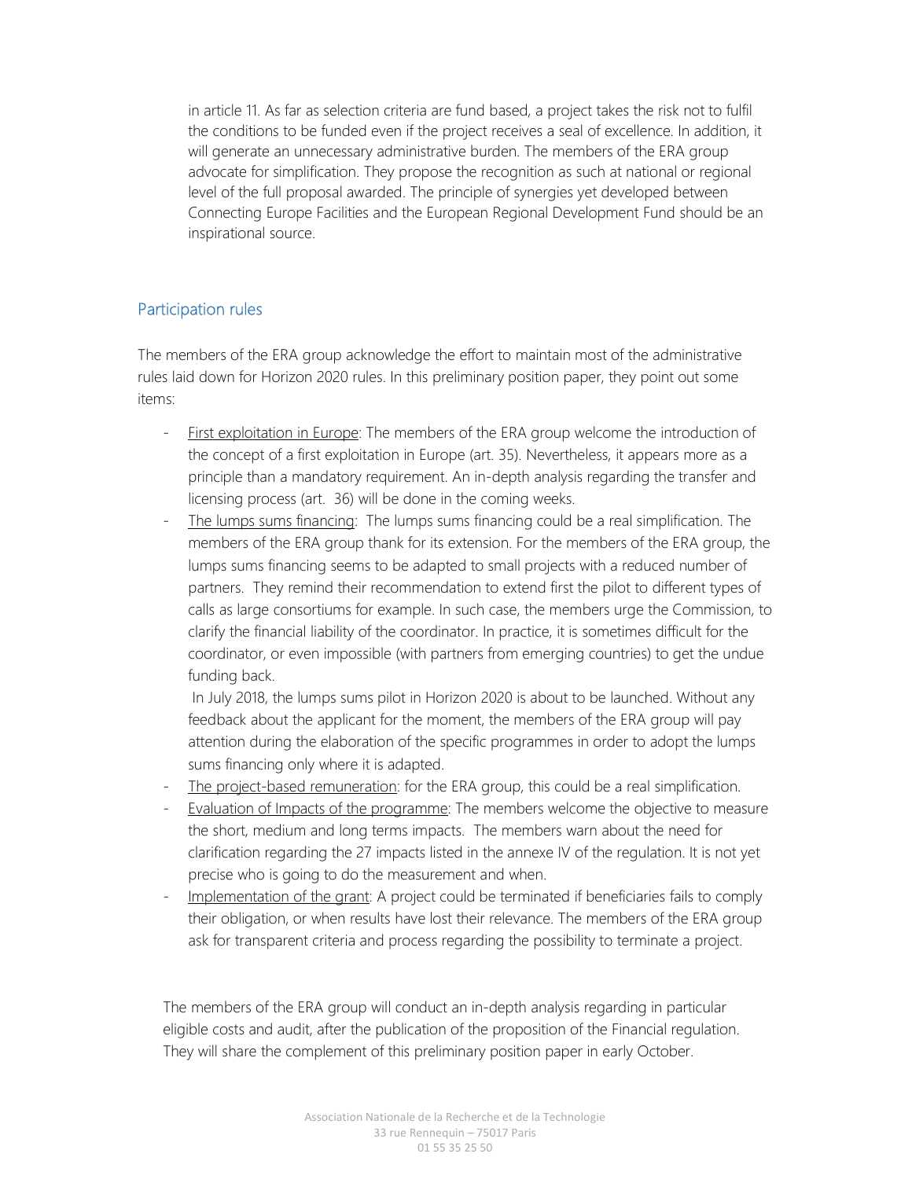in article 11. As far as selection criteria are fund based, a project takes the risk not to fulfil the conditions to be funded even if the project receives a seal of excellence. In addition, it will generate an unnecessary administrative burden. The members of the ERA group advocate for simplification. They propose the recognition as such at national or regional level of the full proposal awarded. The principle of synergies yet developed between Connecting Europe Facilities and the European Regional Development Fund should be an inspirational source.

## Participation rules

The members of the ERA group acknowledge the effort to maintain most of the administrative rules laid down for Horizon 2020 rules. In this preliminary position paper, they point out some items:

- First exploitation in Europe: The members of the ERA group welcome the introduction of the concept of a first exploitation in Europe (art. 35). Nevertheless, it appears more as a principle than a mandatory requirement. An in-depth analysis regarding the transfer and licensing process (art. 36) will be done in the coming weeks.
- The lumps sums financing: The lumps sums financing could be a real simplification. The members of the ERA group thank for its extension. For the members of the ERA group, the lumps sums financing seems to be adapted to small projects with a reduced number of partners. They remind their recommendation to extend first the pilot to different types of calls as large consortiums for example. In such case, the members urge the Commission, to clarify the financial liability of the coordinator. In practice, it is sometimes difficult for the coordinator, or even impossible (with partners from emerging countries) to get the undue funding back.

  In July 2018, the lumps sums pilot in Horizon 2020 is about to be launched. Without any feedback about the applicant for the moment, the members of the ERA group will pay attention during the elaboration of the specific programmes in order to adopt the lumps sums financing only where it is adapted.
- The project-based remuneration: for the ERA group, this could be a real simplification.
- Evaluation of Impacts of the programme: The members welcome the objective to measure the short, medium and long terms impacts. The members warn about the need for clarification regarding the 27 impacts listed in the annexe IV of the regulation. It is not yet precise who is going to do the measurement and when.
- Implementation of the grant: A project could be terminated if beneficiaries fails to comply their obligation, or when results have lost their relevance. The members of the ERA group ask for transparent criteria and process regarding the possibility to terminate a project.

The members of the ERA group will conduct an in-depth analysis regarding in particular eligible costs and audit, after the publication of the proposition of the Financial regulation. They will share the complement of this preliminary position paper in early October.